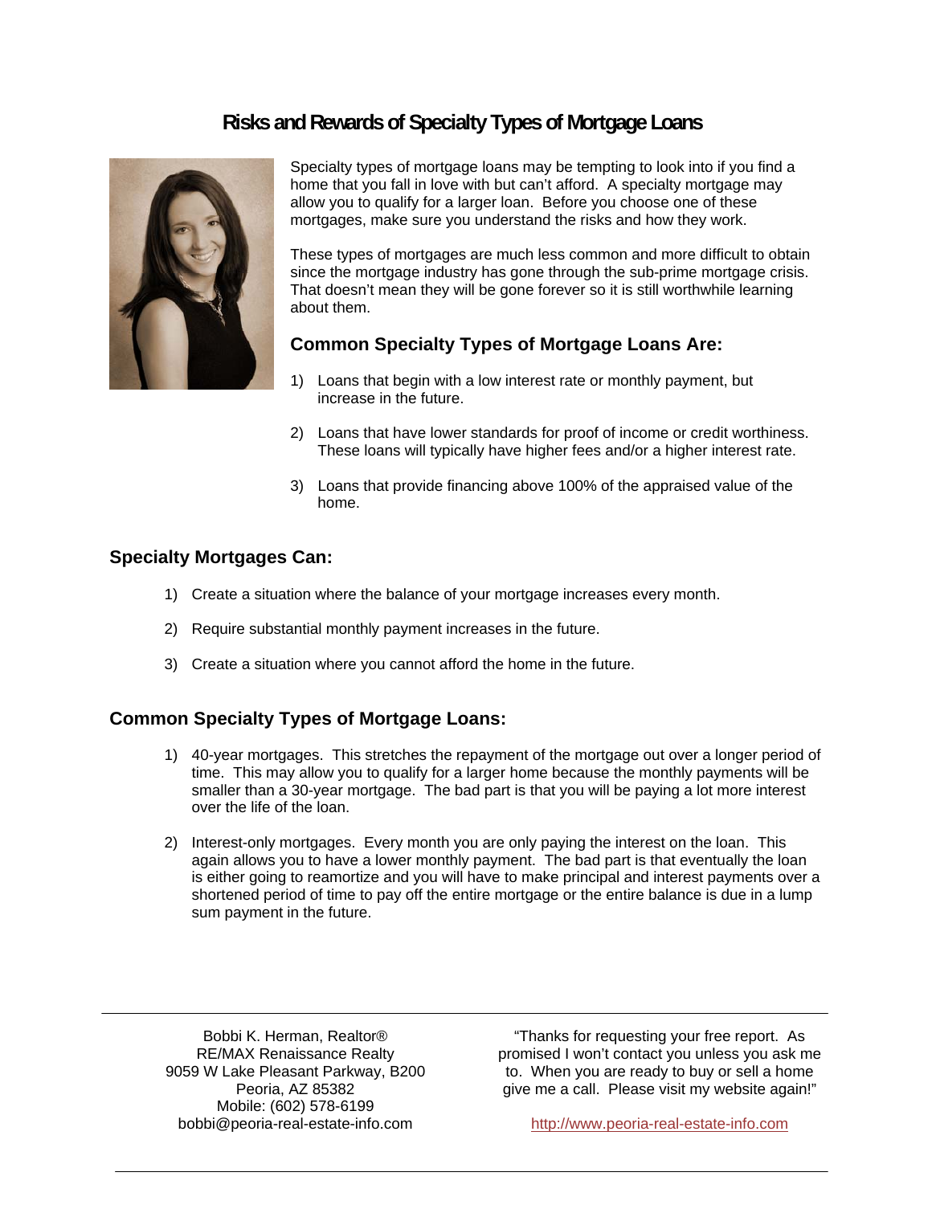# Risks and Rewards of Specialty Types of Mortgage Loans

Specialty types of mortgage loans may be tempting to look into if you find a home that you fall in love with but can't afford. A specialty mortgage may allow you to qualify for a larger loan. Before you choose one of these mortgages, make sure you understand the risks and how they work.

These types of mortgages are much less common and more difficult to obtain since the mortgage industry has gone through the sub-prime mortgage crisis. That doesn't mean they will be gone forever so it is still worthwhile learning about them.

### Common Specialty Types of Mortgage Loans Are:

1) Loans that begin with a low interest rate or monthly payment, but increase in the future.

2) Loans that have lower standards for proof of income or credit worthiness. These loans will typically have higher fees and/or a higher interest rate.

3) Loans that provide financing above 100% of the appraised value of the home.

### Specialty Mortgages Can:

1) Create a situation where the balance of your mortgage increases every month.

2) Require substantial monthly payment increases in the future.

3) Create a situation where you cannot afford the home in the future.

### Common Specialty Types of Mortgage Loans:

1) 40-year mortgages. This stretches the repayment of the mortgage out over a longer period of time. This may allow you to qualify for a larger home because the monthly payments will be smaller than a 30-year mortgage. The bad part is that you will be paying a lot more interest over the life of the loan.

2) Interest-only mortgages. Every month you are only paying the interest on the loan. This again allows you to have a lower monthly payment. The bad part is that eventually the loan is either going to reamortize and you will have to make principal and interest payments over a shortened period of time to pay off the entire mortgage or the entire balance is due in a lump sum payment in the future.

---

Bobbi K. Herman, Realtor®
RE/MAX Renaissance Realty
9059 W Lake Pleasant Parkway, B200
Peoria, AZ 85382
Mobile: (602) 578-6199
bobbi@peoria-real-estate-info.com

"Thanks for requesting your free report. As promised I won't contact you unless you ask me to. When you are ready to buy or sell a home give me a call. Please visit my website again!"

http://www.peoria-real-estate-info.com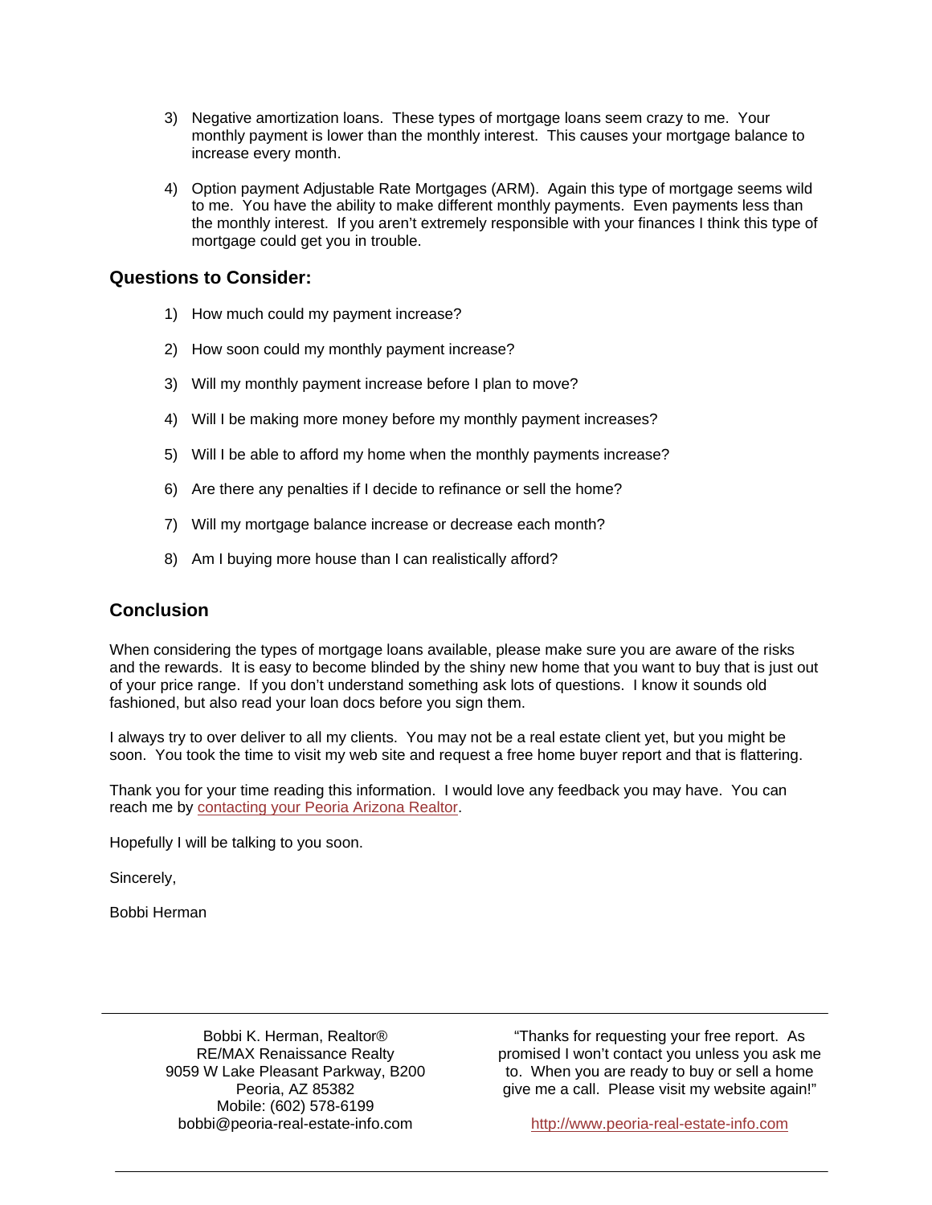3) Negative amortization loans. These types of mortgage loans seem crazy to me. Your monthly payment is lower than the monthly interest. This causes your mortgage balance to increase every month.

4) Option payment Adjustable Rate Mortgages (ARM). Again this type of mortgage seems wild to me. You have the ability to make different monthly payments. Even payments less than the monthly interest. If you aren't extremely responsible with your finances I think this type of mortgage could get you in trouble.

## Questions to Consider:

1) How much could my payment increase?

2) How soon could my monthly payment increase?

3) Will my monthly payment increase before I plan to move?

4) Will I be making more money before my monthly payment increases?

5) Will I be able to afford my home when the monthly payments increase?

6) Are there any penalties if I decide to refinance or sell the home?

7) Will my mortgage balance increase or decrease each month?

8) Am I buying more house than I can realistically afford?

## Conclusion

When considering the types of mortgage loans available, please make sure you are aware of the risks and the rewards. It is easy to become blinded by the shiny new home that you want to buy that is just out of your price range. If you don't understand something ask lots of questions. I know it sounds old fashioned, but also read your loan docs before you sign them.

I always try to over deliver to all my clients. You may not be a real estate client yet, but you might be soon. You took the time to visit my web site and request a free home buyer report and that is flattering.

Thank you for your time reading this information. I would love any feedback you may have. You can reach me by contacting your Peoria Arizona Realtor.

Hopefully I will be talking to you soon.

Sincerely,

Bobbi Herman

---

Bobbi K. Herman, Realtor®
RE/MAX Renaissance Realty
9059 W Lake Pleasant Parkway, B200
Peoria, AZ 85382
Mobile: (602) 578-6199
bobbi@peoria-real-estate-info.com

"Thanks for requesting your free report. As promised I won't contact you unless you ask me to. When you are ready to buy or sell a home give me a call. Please visit my website again!"

http://www.peoria-real-estate-info.com